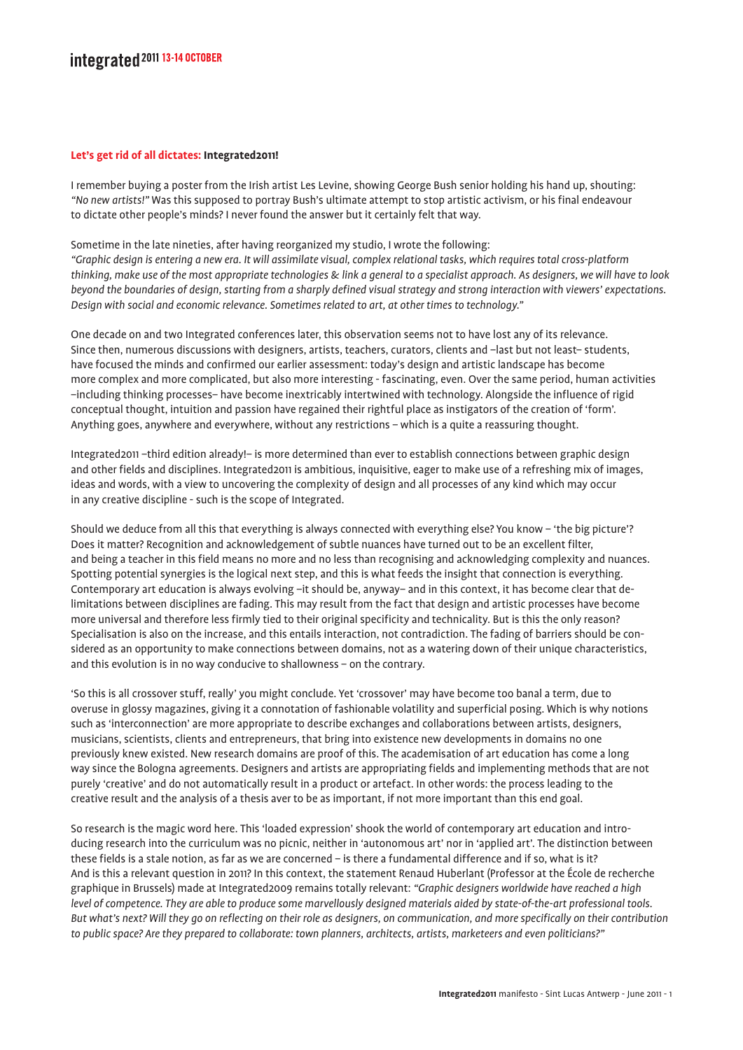**Let's get rid of all dictates: Integrated2011!**

I remember buying a poster from the Irish artist Les Levine, showing George Bush senior holding his hand up, shouting: *"No new artists!"* Was this supposed to portray Bush's ultimate attempt to stop artistic activism, or his final endeavour to dictate other people's minds? I never found the answer but it certainly felt that way.

Sometime in the late nineties, after having reorganized my studio, I wrote the following:
*"Graphic design is entering a new era. It will assimilate visual, complex relational tasks, which requires total cross-platform thinking, make use of the most appropriate technologies & link a general to a specialist approach. As designers, we will have to look beyond the boundaries of design, starting from a sharply defined visual strategy and strong interaction with viewers' expectations. Design with social and economic relevance. Sometimes related to art, at other times to technology."*

One decade on and two Integrated conferences later, this observation seems not to have lost any of its relevance. Since then, numerous discussions with designers, artists, teachers, curators, clients and –last but not least– students, have focused the minds and confirmed our earlier assessment: today's design and artistic landscape has become more complex and more complicated, but also more interesting - fascinating, even. Over the same period, human activities –including thinking processes– have become inextricably intertwined with technology. Alongside the influence of rigid conceptual thought, intuition and passion have regained their rightful place as instigators of the creation of 'form'. Anything goes, anywhere and everywhere, without any restrictions – which is a quite a reassuring thought.

Integrated2011 –third edition already!– is more determined than ever to establish connections between graphic design and other fields and disciplines. Integrated2011 is ambitious, inquisitive, eager to make use of a refreshing mix of images, ideas and words, with a view to uncovering the complexity of design and all processes of any kind which may occur in any creative discipline - such is the scope of Integrated.

Should we deduce from all this that everything is always connected with everything else? You know – 'the big picture'? Does it matter? Recognition and acknowledgement of subtle nuances have turned out to be an excellent filter, and being a teacher in this field means no more and no less than recognising and acknowledging complexity and nuances. Spotting potential synergies is the logical next step, and this is what feeds the insight that connection is everything. Contemporary art education is always evolving –it should be, anyway– and in this context, it has become clear that delimitations between disciplines are fading. This may result from the fact that design and artistic processes have become more universal and therefore less firmly tied to their original specificity and technicality. But is this the only reason? Specialisation is also on the increase, and this entails interaction, not contradiction. The fading of barriers should be considered as an opportunity to make connections between domains, not as a watering down of their unique characteristics, and this evolution is in no way conducive to shallowness – on the contrary.

'So this is all crossover stuff, really' you might conclude. Yet 'crossover' may have become too banal a term, due to overuse in glossy magazines, giving it a connotation of fashionable volatility and superficial posing. Which is why notions such as 'interconnection' are more appropriate to describe exchanges and collaborations between artists, designers, musicians, scientists, clients and entrepreneurs, that bring into existence new developments in domains no one previously knew existed. New research domains are proof of this. The academisation of art education has come a long way since the Bologna agreements. Designers and artists are appropriating fields and implementing methods that are not purely 'creative' and do not automatically result in a product or artefact. In other words: the process leading to the creative result and the analysis of a thesis aver to be as important, if not more important than this end goal.

So research is the magic word here. This 'loaded expression' shook the world of contemporary art education and introducing research into the curriculum was no picnic, neither in 'autonomous art' nor in 'applied art'. The distinction between these fields is a stale notion, as far as we are concerned – is there a fundamental difference and if so, what is it? And is this a relevant question in 2011? In this context, the statement Renaud Huberlant (Professor at the École de recherche graphique in Brussels) made at Integrated2009 remains totally relevant: *"Graphic designers worldwide have reached a high level of competence. They are able to produce some marvellously designed materials aided by state-of-the-art professional tools. But what's next? Will they go on reflecting on their role as designers, on communication, and more specifically on their contribution to public space? Are they prepared to collaborate: town planners, architects, artists, marketeers and even politicians?"*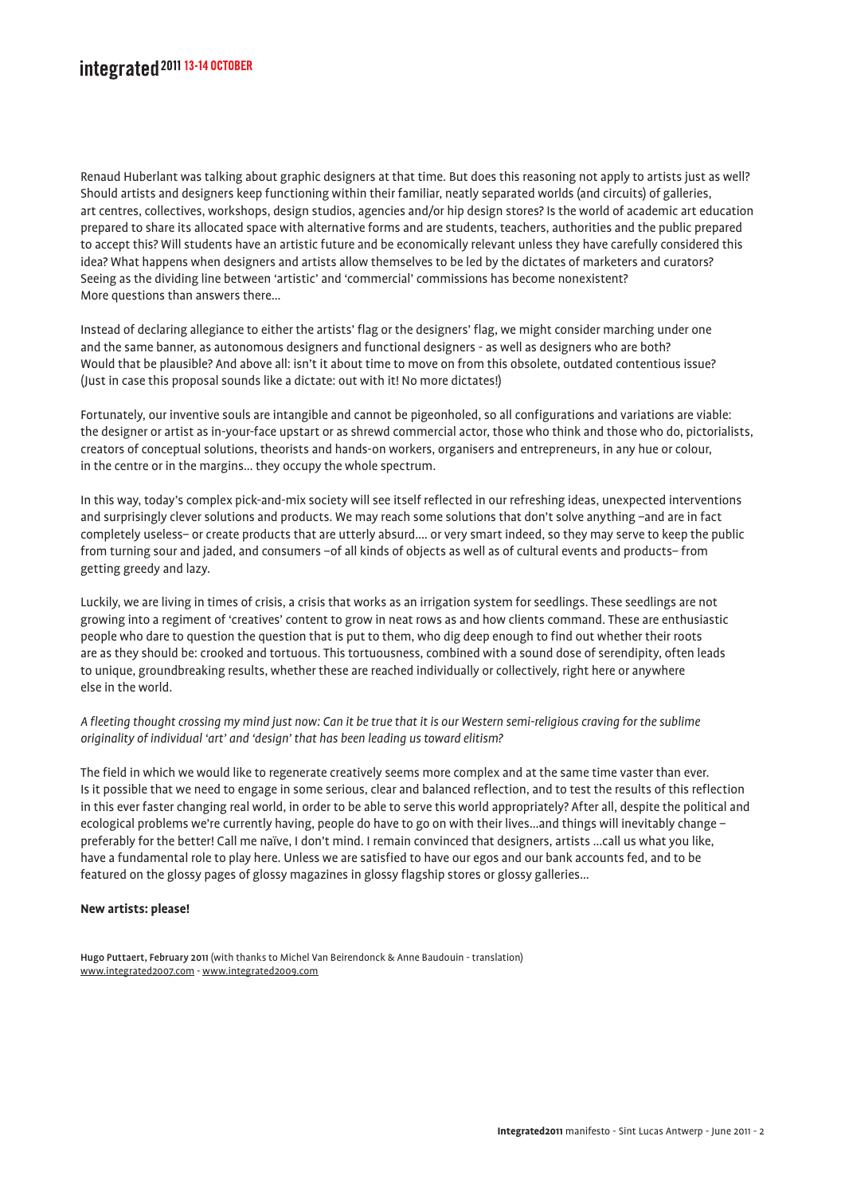Renaud Huberlant was talking about graphic designers at that time. But does this reasoning not apply to artists just as well? Should artists and designers keep functioning within their familiar, neatly separated worlds (and circuits) of galleries, art centres, collectives, workshops, design studios, agencies and/or hip design stores? Is the world of academic art education prepared to share its allocated space with alternative forms and are students, teachers, authorities and the public prepared to accept this? Will students have an artistic future and be economically relevant unless they have carefully considered this idea? What happens when designers and artists allow themselves to be led by the dictates of marketers and curators? Seeing as the dividing line between 'artistic' and 'commercial' commissions has become nonexistent? More questions than answers there...

Instead of declaring allegiance to either the artists' flag or the designers' flag, we might consider marching under one and the same banner, as autonomous designers and functional designers - as well as designers who are both? Would that be plausible? And above all: isn't it about time to move on from this obsolete, outdated contentious issue? (Just in case this proposal sounds like a dictate: out with it! No more dictates!)

Fortunately, our inventive souls are intangible and cannot be pigeonholed, so all configurations and variations are viable: the designer or artist as in-your-face upstart or as shrewd commercial actor, those who think and those who do, pictorialists, creators of conceptual solutions, theorists and hands-on workers, organisers and entrepreneurs, in any hue or colour, in the centre or in the margins... they occupy the whole spectrum.

In this way, today's complex pick-and-mix society will see itself reflected in our refreshing ideas, unexpected interventions and surprisingly clever solutions and products. We may reach some solutions that don't solve anything –and are in fact completely useless– or create products that are utterly absurd.... or very smart indeed, so they may serve to keep the public from turning sour and jaded, and consumers –of all kinds of objects as well as of cultural events and products– from getting greedy and lazy.

Luckily, we are living in times of crisis, a crisis that works as an irrigation system for seedlings. These seedlings are not growing into a regiment of 'creatives' content to grow in neat rows as and how clients command. These are enthusiastic people who dare to question the question that is put to them, who dig deep enough to find out whether their roots are as they should be: crooked and tortuous. This tortuousness, combined with a sound dose of serendipity, often leads to unique, groundbreaking results, whether these are reached individually or collectively, right here or anywhere else in the world.

*A fleeting thought crossing my mind just now: Can it be true that it is our Western semi-religious craving for the sublime originality of individual 'art' and 'design' that has been leading us toward elitism?*

The field in which we would like to regenerate creatively seems more complex and at the same time vaster than ever. Is it possible that we need to engage in some serious, clear and balanced reflection, and to test the results of this reflection in this ever faster changing real world, in order to be able to serve this world appropriately? After all, despite the political and ecological problems we're currently having, people do have to go on with their lives...and things will inevitably change – preferably for the better! Call me naïve, I don't mind. I remain convinced that designers, artists ...call us what you like, have a fundamental role to play here. Unless we are satisfied to have our egos and our bank accounts fed, and to be featured on the glossy pages of glossy magazines in glossy flagship stores or glossy galleries...

**New artists: please!**

**Hugo Puttaert, February 2011** (with thanks to Michel Van Beirendonck & Anne Baudouin - translation)
www.integrated2007.com - www.integrated2009.com